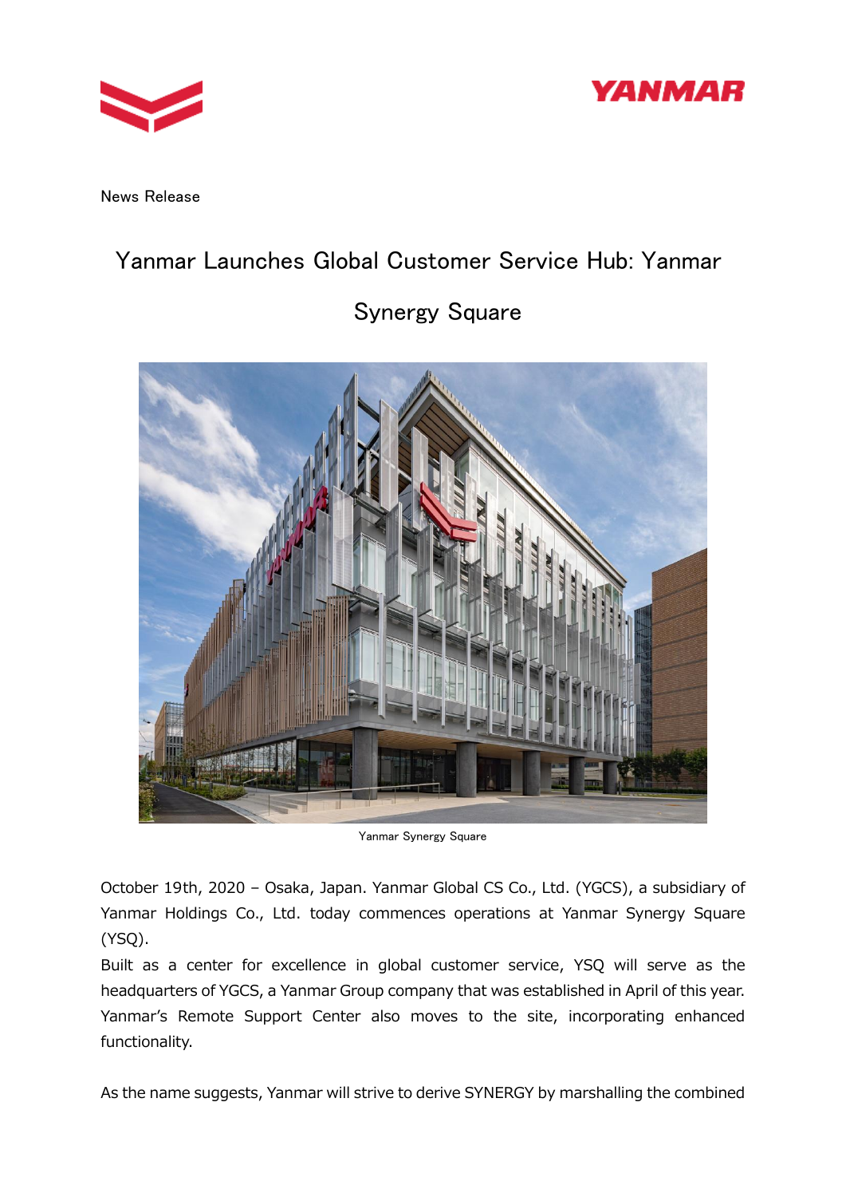News Release

# Yanmar Launches Global Customer Service Hub: Yanmar Synergy Square

Yanmar Synergy Square

October 19th, 2020 – Osaka, Japan. Yanmar Global CS Co., Ltd. (YGCS), a subsidiary of Yanmar Holdings Co., Ltd. today commences operations at Yanmar Synergy Square (YSQ).

Built as a center for excellence in global customer service, YSQ will serve as the headquarters of YGCS, a Yanmar Group company that was established in April of this year. Yanmar's Remote Support Center also moves to the site, incorporating enhanced functionality.

As the name suggests, Yanmar will strive to derive SYNERGY by marshalling the combined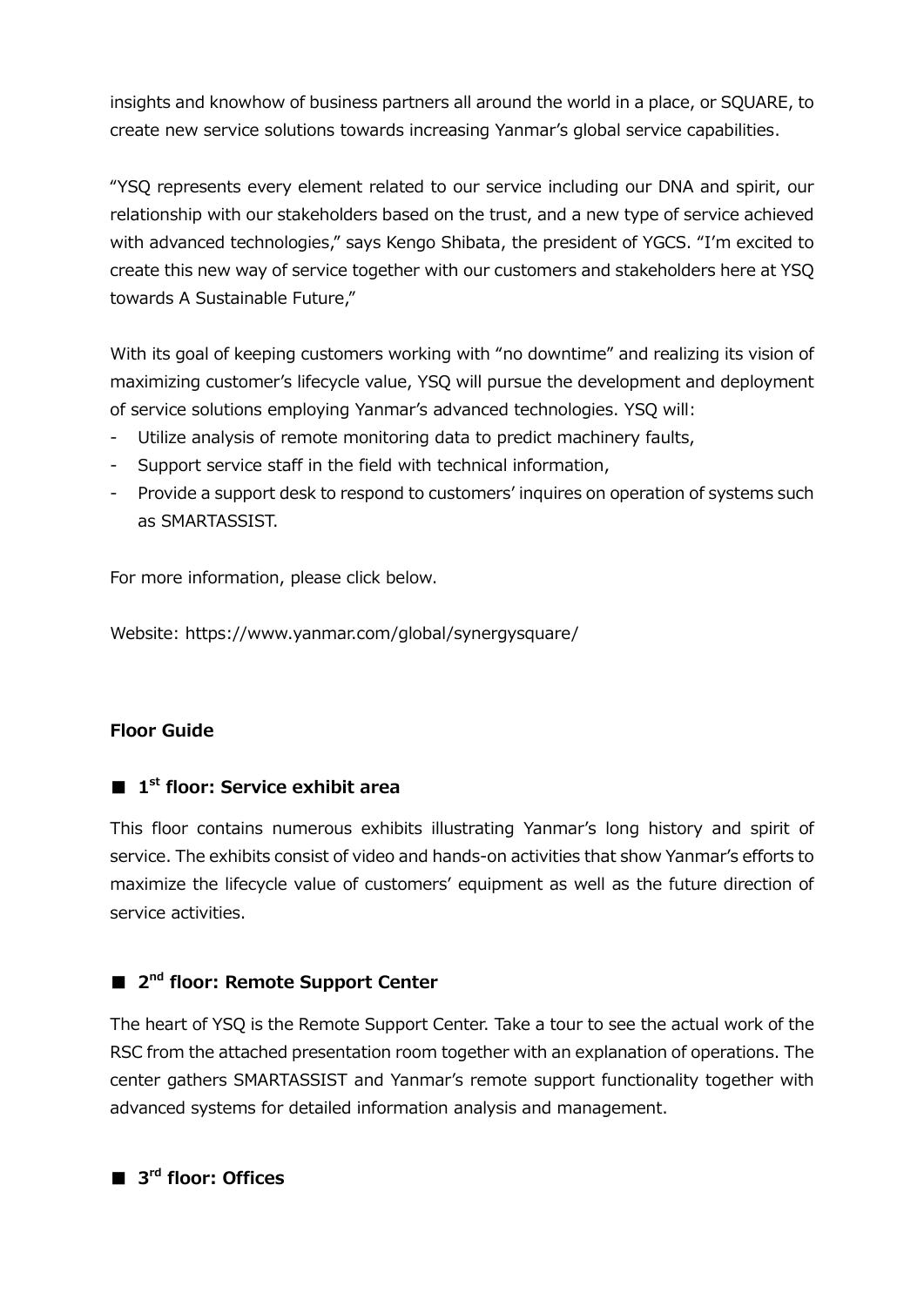insights and knowhow of business partners all around the world in a place, or SQUARE, to create new service solutions towards increasing Yanmar's global service capabilities.

"YSQ represents every element related to our service including our DNA and spirit, our relationship with our stakeholders based on the trust, and a new type of service achieved with advanced technologies," says Kengo Shibata, the president of YGCS. "I'm excited to create this new way of service together with our customers and stakeholders here at YSQ towards A Sustainable Future,"

With its goal of keeping customers working with "no downtime" and realizing its vision of maximizing customer's lifecycle value, YSQ will pursue the development and deployment of service solutions employing Yanmar's advanced technologies. YSQ will:

- Utilize analysis of remote monitoring data to predict machinery faults,
- Support service staff in the field with technical information,
- Provide a support desk to respond to customers' inquires on operation of systems such as SMARTASSIST.

For more information, please click below.

Website: https://www.yanmar.com/global/synergysquare/

**Floor Guide**

### ■ 1st floor: Service exhibit area

This floor contains numerous exhibits illustrating Yanmar's long history and spirit of service. The exhibits consist of video and hands-on activities that show Yanmar's efforts to maximize the lifecycle value of customers' equipment as well as the future direction of service activities.

### ■ 2nd floor: Remote Support Center

The heart of YSQ is the Remote Support Center. Take a tour to see the actual work of the RSC from the attached presentation room together with an explanation of operations. The center gathers SMARTASSIST and Yanmar's remote support functionality together with advanced systems for detailed information analysis and management.

### ■ 3rd floor: Offices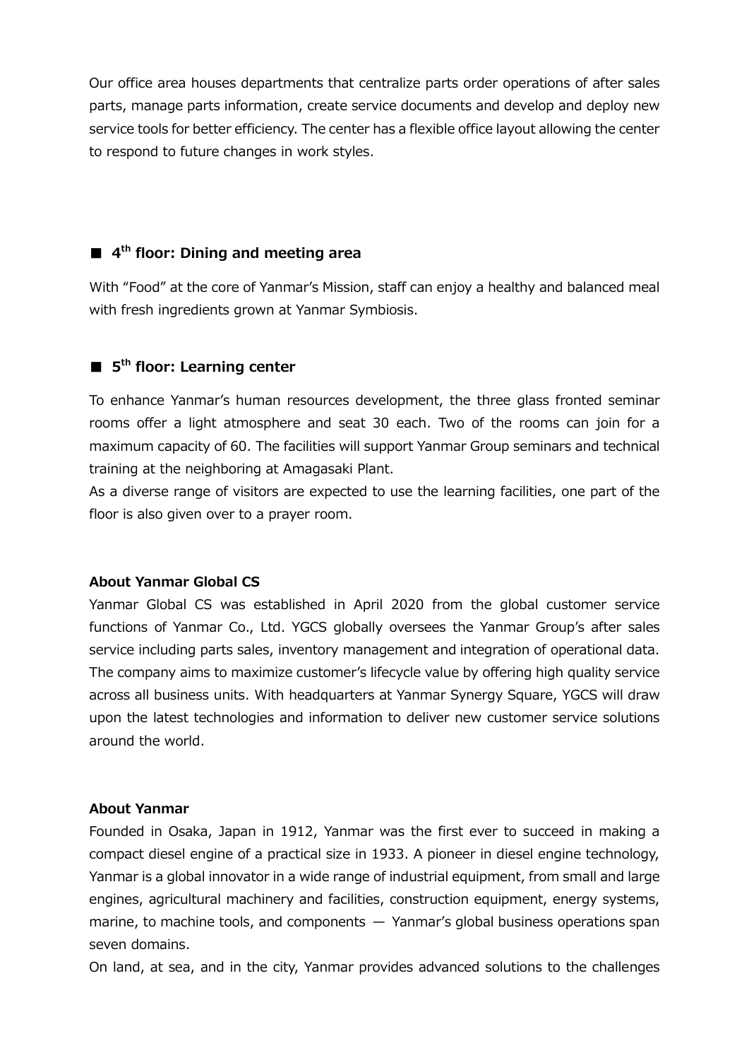Our office area houses departments that centralize parts order operations of after sales parts, manage parts information, create service documents and develop and deploy new service tools for better efficiency. The center has a flexible office layout allowing the center to respond to future changes in work styles.

## ■ 4th floor: Dining and meeting area

With "Food" at the core of Yanmar's Mission, staff can enjoy a healthy and balanced meal with fresh ingredients grown at Yanmar Symbiosis.

## ■ 5th floor: Learning center

To enhance Yanmar's human resources development, the three glass fronted seminar rooms offer a light atmosphere and seat 30 each. Two of the rooms can join for a maximum capacity of 60. The facilities will support Yanmar Group seminars and technical training at the neighboring at Amagasaki Plant.
As a diverse range of visitors are expected to use the learning facilities, one part of the floor is also given over to a prayer room.

**About Yanmar Global CS**
Yanmar Global CS was established in April 2020 from the global customer service functions of Yanmar Co., Ltd. YGCS globally oversees the Yanmar Group's after sales service including parts sales, inventory management and integration of operational data. The company aims to maximize customer's lifecycle value by offering high quality service across all business units. With headquarters at Yanmar Synergy Square, YGCS will draw upon the latest technologies and information to deliver new customer service solutions around the world.

**About Yanmar**
Founded in Osaka, Japan in 1912, Yanmar was the first ever to succeed in making a compact diesel engine of a practical size in 1933. A pioneer in diesel engine technology, Yanmar is a global innovator in a wide range of industrial equipment, from small and large engines, agricultural machinery and facilities, construction equipment, energy systems, marine, to machine tools, and components — Yanmar's global business operations span seven domains.
On land, at sea, and in the city, Yanmar provides advanced solutions to the challenges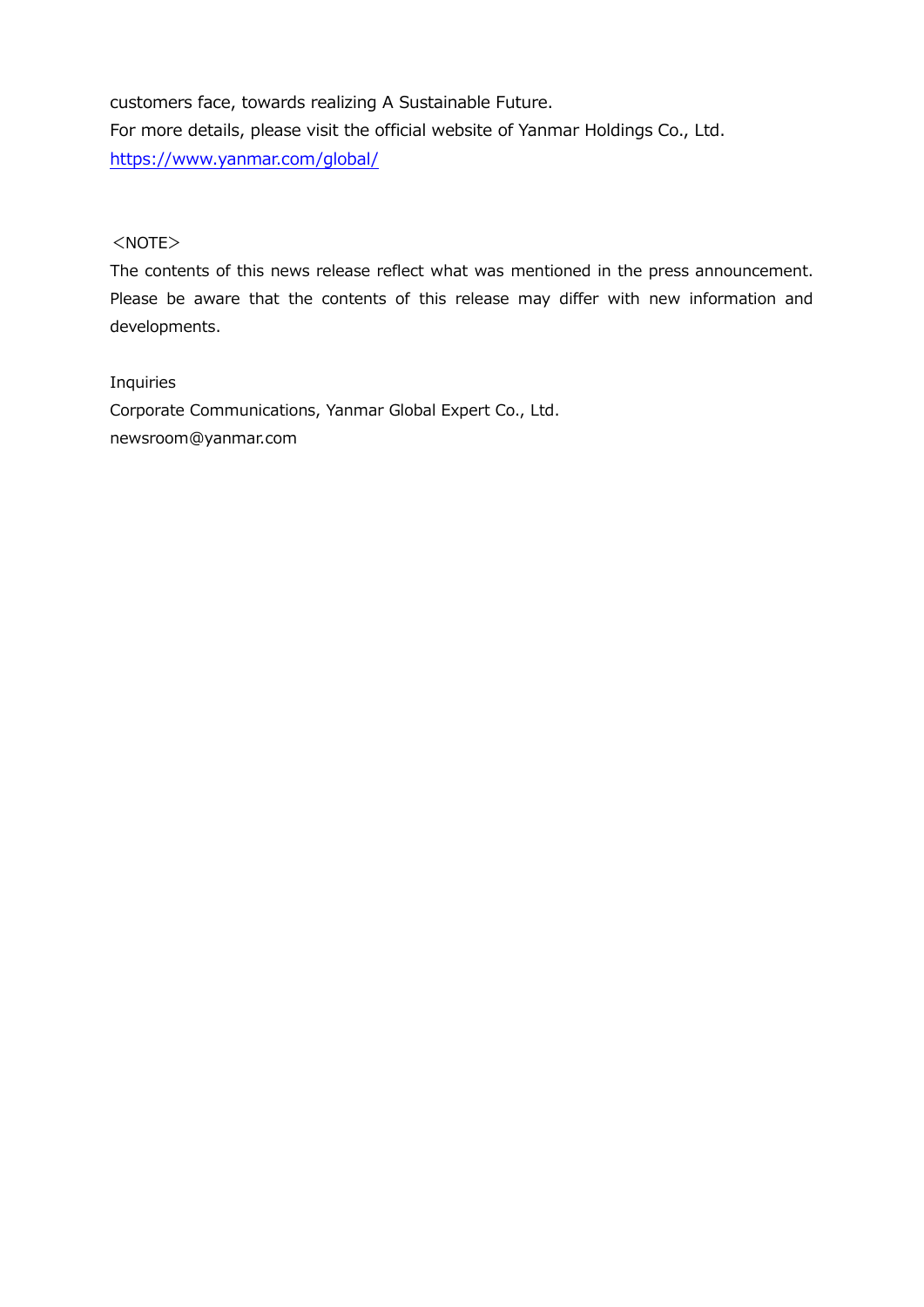customers face, towards realizing A Sustainable Future.
For more details, please visit the official website of Yanmar Holdings Co., Ltd.
[https://www.yanmar.com/global/](https://www.yanmar.com/global/)

<NOTE>
The contents of this news release reflect what was mentioned in the press announcement. Please be aware that the contents of this release may differ with new information and developments.

Inquiries
Corporate Communications, Yanmar Global Expert Co., Ltd.
newsroom@yanmar.com